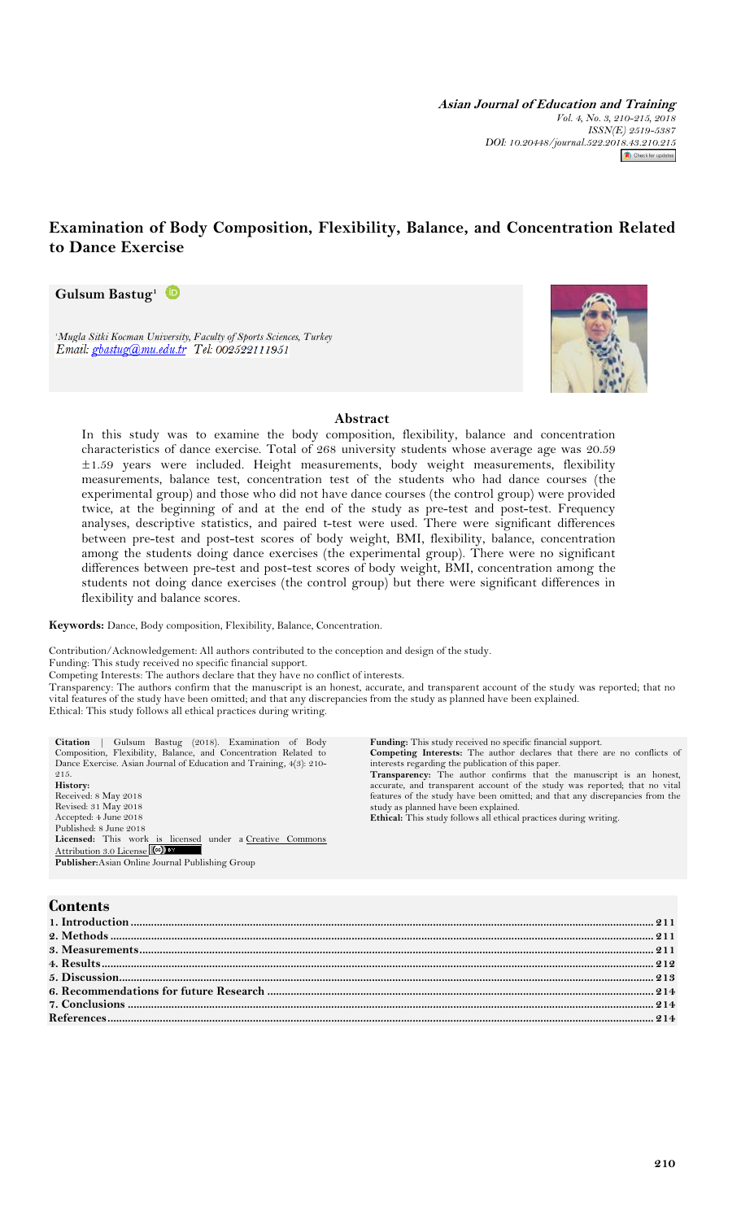**Asian Journal of Education and Training**
*Vol. 4, No. 3, 210-215, 2018*
*ISSN(E) 2519-5387*
*DOI: 10.20448/journal.522.2018.43.210.215*

# Examination of Body Composition, Flexibility, Balance, and Concentration Related to Dance Exercise

**Gulsum Bastug**[1]

[1]*Mugla Sitki Kocman University, Faculty of Sports Sciences, Turkey*
*Email: gbastug@mu.edu.tr Tel: 002522111951*

## Abstract

In this study was to examine the body composition, flexibility, balance and concentration characteristics of dance exercise. Total of 268 university students whose average age was 20.59 ±1.59 years were included. Height measurements, body weight measurements, flexibility measurements, balance test, concentration test of the students who had dance courses (the experimental group) and those who did not have dance courses (the control group) were provided twice, at the beginning of and at the end of the study as pre-test and post-test. Frequency analyses, descriptive statistics, and paired t-test were used. There were significant differences between pre-test and post-test scores of body weight, BMI, flexibility, balance, concentration among the students doing dance exercises (the experimental group). There were no significant differences between pre-test and post-test scores of body weight, BMI, concentration among the students not doing dance exercises (the control group) but there were significant differences in flexibility and balance scores.

**Keywords:** Dance, Body composition, Flexibility, Balance, Concentration.

Contribution/Acknowledgement: All authors contributed to the conception and design of the study.
Funding: This study received no specific financial support.
Competing Interests: The authors declare that they have no conflict of interests.
Transparency: The authors confirm that the manuscript is an honest, accurate, and transparent account of the study was reported; that no vital features of the study have been omitted; and that any discrepancies from the study as planned have been explained.
Ethical: This study follows all ethical practices during writing.

**Citation** | Gulsum Bastug (2018). Examination of Body Composition, Flexibility, Balance, and Concentration Related to Dance Exercise. Asian Journal of Education and Training, 4(3): 210-215.
**History:**
Received: 8 May 2018
Revised: 31 May 2018
Accepted: 4 June 2018
Published: 8 June 2018
**Licensed:** This work is licensed under a Creative Commons Attribution 3.0 License
**Publisher:** Asian Online Journal Publishing Group

**Funding:** This study received no specific financial support.
**Competing Interests:** The author declares that there are no conflicts of interests regarding the publication of this paper.
**Transparency:** The author confirms that the manuscript is an honest, accurate, and transparent account of the study was reported; that no vital features of the study have been omitted; and that any discrepancies from the study as planned have been explained.
**Ethical:** This study follows all ethical practices during writing.

## Contents

**1. Introduction** .......... 211
**2. Methods** .......... 211
**3. Measurements** .......... 211
**4. Results** .......... 212
**5. Discussion** .......... 213
**6. Recommendations for future Research** .......... 214
**7. Conclusions** .......... 214
**References** .......... 214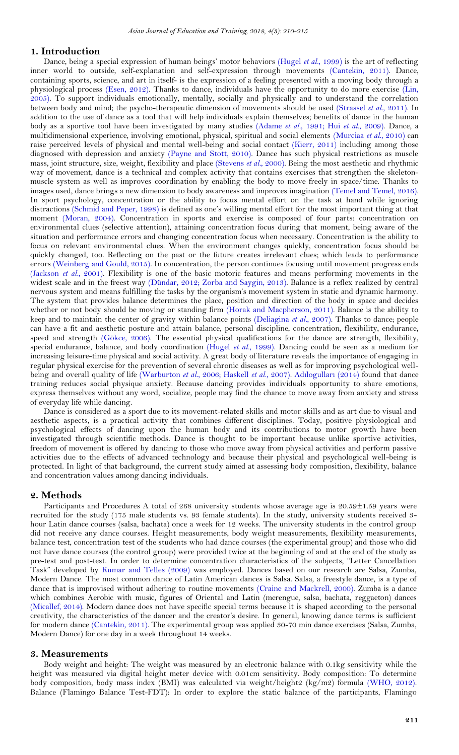## 1. Introduction

Dance, being a special expression of human beings' motor behaviors (Hugel *et al.*, 1999) is the art of reflecting inner world to outside, self-explanation and self-expression through movements (Cantekin, 2011). Dance, containing sports, science, and art in itself- is the expression of a feeling presented with a moving body through a physiological process (Esen, 2012). Thanks to dance, individuals have the opportunity to do more exercise (Lin, 2005). To support individuals emotionally, mentally, socially and physically and to understand the correlation between body and mind; the psycho-therapeutic dimension of movements should be used (Strassel *et al.*, 2011). In addition to the use of dance as a tool that will help individuals explain themselves; benefits of dance in the human body as a sportive tool have been investigated by many studies (Adame *et al.*, 1991; Hui *et al.*, 2009). Dance, a multidimensional experience, involving emotional, physical, spiritual and social elements (Murciaa *et al.*, 2010) can raise perceived levels of physical and mental well-being and social contact (Kierr, 2011) including among those diagnosed with depression and anxiety (Payne and Stott, 2010). Dance has such physical restrictions as muscle mass, joint structure, size, weight, flexibility and place (Stevens *et al.*, 2000). Being the most aesthetic and rhythmic way of movement, dance is a technical and complex activity that contains exercises that strengthen the skeleton-muscle system as well as improves coordination by enabling the body to move freely in space/time. Thanks to images used, dance brings a new dimension to body awareness and improves imagination (Temel and Temel, 2016). In sport psychology, concentration or the ability to focus mental effort on the task at hand while ignoring distractions (Schmid and Peper, 1998) is defined as one's willing mental effort for the most important thing at that moment (Moran, 2004). Concentration in sports and exercise is composed of four parts: concentration on environmental clues (selective attention), attaining concentration focus during that moment, being aware of the situation and performance errors and changing concentration focus when necessary. Concentration is the ability to focus on relevant environmental clues. When the environment changes quickly, concentration focus should be quickly changed, too. Reflecting on the past or the future creates irrelevant clues; which leads to performance errors (Weinberg and Gould, 2015). In concentration, the person continues focusing until movement progress ends (Jackson *et al.*, 2001). Flexibility is one of the basic motoric features and means performing movements in the widest scale and in the freest way (Dündar, 2012; Zorba and Saygin, 2013). Balance is a reflex realized by central nervous system and means fulfilling the tasks by the organism's movement system in static and dynamic harmony. The system that provides balance determines the place, position and direction of the body in space and decides whether or not body should be moving or standing firm (Horak and Macpherson, 2011). Balance is the ability to keep and to maintain the center of gravity within balance points (Deliagina *et al.*, 2007). Thanks to dance; people can have a fit and aesthetic posture and attain balance, personal discipline, concentration, flexibility, endurance, speed and strength (Gökçe, 2006). The essential physical qualifications for the dance are strength, flexibility, special endurance, balance, and body coordination (Hugel *et al.*, 1999). Dancing could be seen as a medium for increasing leisure-time physical and social activity. A great body of literature reveals the importance of engaging in regular physical exercise for the prevention of several chronic diseases as well as for improving psychological well-being and overall quality of life (Warburton *et al.*, 2006; Haskell *et al.*, 2007). Adılogulları (2014) found that dance training reduces social physique anxiety. Because dancing provides individuals opportunity to share emotions, express themselves without any word, socialize, people may find the chance to move away from anxiety and stress of everyday life while dancing.

Dance is considered as a sport due to its movement-related skills and motor skills and as art due to visual and aesthetic aspects, is a practical activity that combines different disciplines. Today, positive physiological and psychological effects of dancing upon the human body and its contributions to motor growth have been investigated through scientific methods. Dance is thought to be important because unlike sportive activities, freedom of movement is offered by dancing to those who move away from physical activities and perform passive activities due to the effects of advanced technology and because their physical and psychological well-being is protected. In light of that background, the current study aimed at assessing body composition, flexibility, balance and concentration values among dancing individuals.

## 2. Methods

Participants and Procedures A total of 268 university students whose average age is 20.59±1.59 years were recruited for the study (175 male students vs. 93 female students). In the study, university students received 3-hour Latin dance courses (salsa, bachata) once a week for 12 weeks. The university students in the control group did not receive any dance courses. Height measurements, body weight measurements, flexibility measurements, balance test, concentration test of the students who had dance courses (the experimental group) and those who did not have dance courses (the control group) were provided twice at the beginning of and at the end of the study as pre-test and post-test. In order to determine concentration characteristics of the subjects, "Letter Cancellation Task" developed by Kumar and Telles (2009) was employed. Dances based on our research are Salsa, Zumba, Modern Dance. The most common dance of Latin American dances is Salsa. Salsa, a freestyle dance, is a type of dance that is improvised without adhering to routine movements (Craine and Mackrell, 2000). Zumba is a dance which combines Aerobic with music, figures of Oriental and Latin (merengue, salsa, bachata, reggaeton) dances (Micallef, 2014). Modern dance does not have specific special terms because it is shaped according to the personal creativity, the characteristics of the dancer and the creator's desire. In general, knowing dance terms is sufficient for modern dance (Cantekin, 2011). The experimental group was applied 30-70 min dance exercises (Salsa, Zumba, Modern Dance) for one day in a week throughout 14 weeks.

## 3. Measurements

Body weight and height: The weight was measured by an electronic balance with 0.1kg sensitivity while the height was measured via digital height meter device with 0.01cm sensitivity. Body composition: To determine body composition, body mass index (BMI) was calculated via weight/height2 ($kg/m^2$) formula (WHO, 2012). Balance (Flamingo Balance Test-FDT): In order to explore the static balance of the participants, Flamingo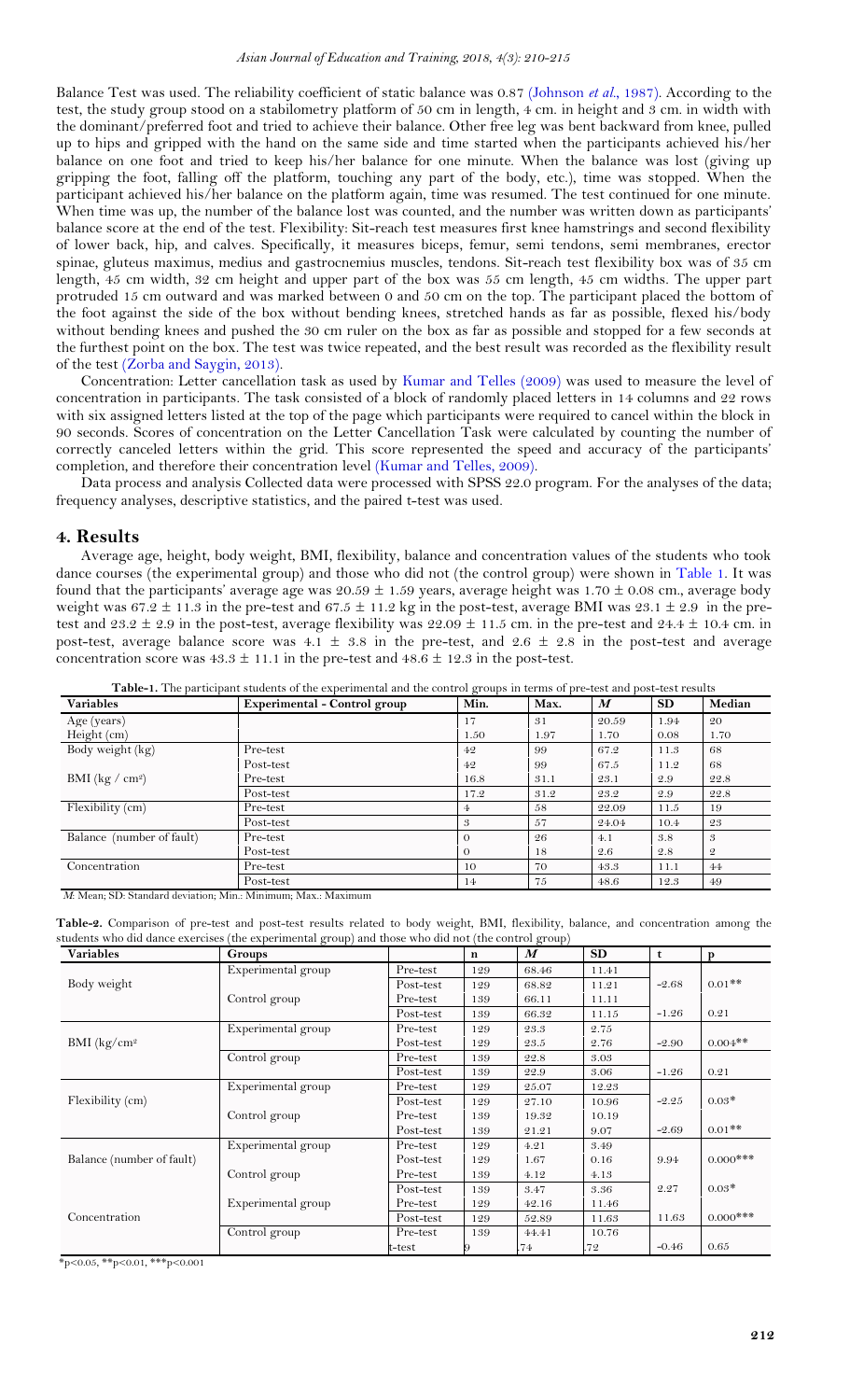Balance Test was used. The reliability coefficient of static balance was 0.87 (Johnson *et al.*, 1987). According to the test, the study group stood on a stabilometry platform of 50 cm in length, 4 cm. in height and 3 cm. in width with the dominant/preferred foot and tried to achieve their balance. Other free leg was bent backward from knee, pulled up to hips and gripped with the hand on the same side and time started when the participants achieved his/her balance on one foot and tried to keep his/her balance for one minute. When the balance was lost (giving up gripping the foot, falling off the platform, touching any part of the body, etc.), time was stopped. When the participant achieved his/her balance on the platform again, time was resumed. The test continued for one minute. When time was up, the number of the balance lost was counted, and the number was written down as participants' balance score at the end of the test. Flexibility: Sit-reach test measures first knee hamstrings and second flexibility of lower back, hip, and calves. Specifically, it measures biceps, femur, semi tendons, semi membranes, erector spinae, gluteus maximus, medius and gastrocnemius muscles, tendons. Sit-reach test flexibility box was of 35 cm length, 45 cm width, 32 cm height and upper part of the box was 55 cm length, 45 cm widths. The upper part protruded 15 cm outward and was marked between 0 and 50 cm on the top. The participant placed the bottom of the foot against the side of the box without bending knees, stretched hands as far as possible, flexed his/body without bending knees and pushed the 30 cm ruler on the box as far as possible and stopped for a few seconds at the furthest point on the box. The test was twice repeated, and the best result was recorded as the flexibility result of the test (Zorba and Saygin, 2013).

Concentration: Letter cancellation task as used by Kumar and Telles (2009) was used to measure the level of concentration in participants. The task consisted of a block of randomly placed letters in 14 columns and 22 rows with six assigned letters listed at the top of the page which participants were required to cancel within the block in 90 seconds. Scores of concentration on the Letter Cancellation Task were calculated by counting the number of correctly canceled letters within the grid. This score represented the speed and accuracy of the participants' completion, and therefore their concentration level (Kumar and Telles, 2009).

Data process and analysis Collected data were processed with SPSS 22.0 program. For the analyses of the data; frequency analyses, descriptive statistics, and the paired t-test was used.

## 4. Results

Average age, height, body weight, BMI, flexibility, balance and concentration values of the students who took dance courses (the experimental group) and those who did not (the control group) were shown in Table 1. It was found that the participants' average age was 20.59 ± 1.59 years, average height was 1.70 ± 0.08 cm., average body weight was 67.2 ± 11.3 in the pre-test and 67.5 ± 11.2 kg in the post-test, average BMI was 23.1 ± 2.9 in the pre-test and 23.2 ± 2.9 in the post-test, average flexibility was 22.09 ± 11.5 cm. in the pre-test and 24.4 ± 10.4 cm. in post-test, average balance score was 4.1 ± 3.8 in the pre-test, and 2.6 ± 2.8 in the post-test and average concentration score was 43.3 ± 11.1 in the pre-test and 48.6 ± 12.3 in the post-test.

**Table-1.** The participant students of the experimental and the control groups in terms of pre-test and post-test results

| Variables | Experimental - Control group | Min. | Max. | *M* | SD | Median |
|---|---|---|---|---|---|---|
| Age (years) | | 17 | 31 | 20.59 | 1.94 | 20 |
| Height (cm) | | 1.50 | 1.97 | 1.70 | 0.08 | 1.70 |
| Body weight (kg) | Pre-test | 42 | 99 | 67.2 | 11.3 | 68 |
| | Post-test | 42 | 99 | 67.5 | 11.2 | 68 |
| BMI (kg / cm²) | Pre-test | 16.8 | 31.1 | 23.1 | 2.9 | 22.8 |
| | Post-test | 17.2 | 31.2 | 23.2 | 2.9 | 22.8 |
| Flexibility (cm) | Pre-test | 4 | 58 | 22.09 | 11.5 | 19 |
| | Post-test | 3 | 57 | 24.04 | 10.4 | 23 |
| Balance (number of fault) | Pre-test | 0 | 26 | 4.1 | 3.8 | 3 |
| | Post-test | 0 | 18 | 2.6 | 2.8 | 2 |
| Concentration | Pre-test | 10 | 70 | 43.3 | 11.1 | 44 |
| | Post-test | 14 | 75 | 48.6 | 12.3 | 49 |

*M*: Mean; SD: Standard deviation; Min.: Minimum; Max.: Maximum

**Table-2.** Comparison of pre-test and post-test results related to body weight, BMI, flexibility, balance, and concentration among the students who did dance exercises (the experimental group) and those who did not (the control group)

| Variables | Groups | | n | *M* | SD | t | p |
|---|---|---|---|---|---|---|---|
| Body weight | Experimental group | Pre-test | 129 | 68.46 | 11.41 | | |
| | | Post-test | 129 | 68.82 | 11.21 | -2.68 | 0.01** |
| | Control group | Pre-test | 139 | 66.11 | 11.11 | | |
| | | Post-test | 139 | 66.32 | 11.15 | -1.26 | 0.21 |
| BMI (kg/cm² | Experimental group | Pre-test | 129 | 23.3 | 2.75 | | |
| | | Post-test | 129 | 23.5 | 2.76 | -2.90 | 0.004** |
| | Control group | Pre-test | 139 | 22.8 | 3.03 | | |
| | | Post-test | 139 | 22.9 | 3.06 | -1.26 | 0.21 |
| Flexibility (cm) | Experimental group | Pre-test | 129 | 25.07 | 12.23 | | |
| | | Post-test | 129 | 27.10 | 10.96 | -2.25 | 0.03* |
| | Control group | Pre-test | 139 | 19.32 | 10.19 | | |
| | | Post-test | 139 | 21.21 | 9.07 | -2.69 | 0.01** |
| Balance (number of fault) | Experimental group | Pre-test | 129 | 4.21 | 3.49 | | |
| | | Post-test | 129 | 1.67 | 0.16 | 9.94 | 0.000*** |
| | Control group | Pre-test | 139 | 4.12 | 4.13 | | |
| | | Post-test | 139 | 3.47 | 3.36 | 2.27 | 0.03* |
| Concentration | Experimental group | Pre-test | 129 | 42.16 | 11.46 | | |
| | | Post-test | 129 | 52.89 | 11.63 | 11.63 | 0.000*** |
| | Control group | Pre-test | 139 | 44.41 | 10.76 | | |
| | | t-test | 9 | .74 | .72 | -0.46 | 0.65 |

*p<0.05, **p<0.01, ***p<0.001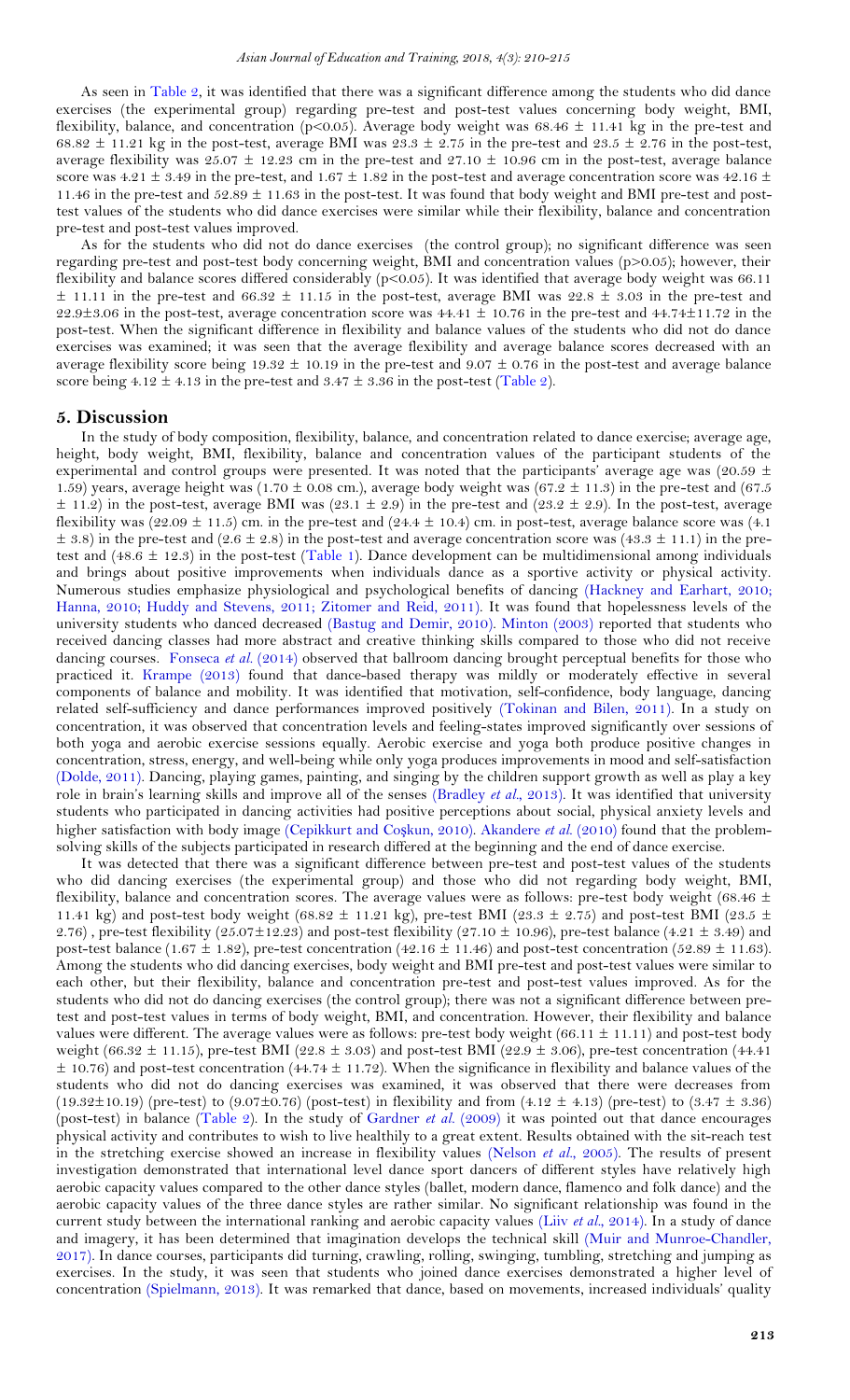As seen in Table 2, it was identified that there was a significant difference among the students who did dance exercises (the experimental group) regarding pre-test and post-test values concerning body weight, BMI, flexibility, balance, and concentration ($p<0.05$). Average body weight was 68.46 ± 11.41 kg in the pre-test and 68.82 ± 11.21 kg in the post-test, average BMI was 23.3 ± 2.75 in the pre-test and 23.5 ± 2.76 in the post-test, average flexibility was 25.07 ± 12.23 cm in the pre-test and 27.10 ± 10.96 cm in the post-test, average balance score was 4.21 ± 3.49 in the pre-test, and 1.67 ± 1.82 in the post-test and average concentration score was 42.16 ± 11.46 in the pre-test and 52.89 ± 11.63 in the post-test. It was found that body weight and BMI pre-test and post-test values of the students who did dance exercises were similar while their flexibility, balance and concentration pre-test and post-test values improved.

As for the students who did not do dance exercises (the control group); no significant difference was seen regarding pre-test and post-test body concerning weight, BMI and concentration values ($p>0.05$); however, their flexibility and balance scores differed considerably ($p<0.05$). It was identified that average body weight was 66.11 ± 11.11 in the pre-test and 66.32 ± 11.15 in the post-test, average BMI was 22.8 ± 3.03 in the pre-test and 22.9±3.06 in the post-test, average concentration score was 44.41 ± 10.76 in the pre-test and 44.74±11.72 in the post-test. When the significant difference in flexibility and balance values of the students who did not do dance exercises was examined; it was seen that the average flexibility and average balance scores decreased with an average flexibility score being 19.32 ± 10.19 in the pre-test and 9.07 ± 0.76 in the post-test and average balance score being 4.12 ± 4.13 in the pre-test and 3.47 ± 3.36 in the post-test (Table 2).

## 5. Discussion

In the study of body composition, flexibility, balance, and concentration related to dance exercise; average age, height, body weight, BMI, flexibility, balance and concentration values of the participant students of the experimental and control groups were presented. It was noted that the participants' average age was (20.59 ± 1.59) years, average height was (1.70 ± 0.08 cm.), average body weight was (67.2 ± 11.3) in the pre-test and (67.5 ± 11.2) in the post-test, average BMI was (23.1 ± 2.9) in the pre-test and (23.2 ± 2.9). In the post-test, average flexibility was (22.09 ± 11.5) cm. in the pre-test and (24.4 ± 10.4) cm. in post-test, average balance score was (4.1 ± 3.8) in the pre-test and (2.6 ± 2.8) in the post-test and average concentration score was (43.3 ± 11.1) in the pre-test and (48.6 ± 12.3) in the post-test (Table 1). Dance development can be multidimensional among individuals and brings about positive improvements when individuals dance as a sportive activity or physical activity. Numerous studies emphasize physiological and psychological benefits of dancing (Hackney and Earhart, 2010; Hanna, 2010; Huddy and Stevens, 2011; Zitomer and Reid, 2011). It was found that hopelessness levels of the university students who danced decreased (Bastug and Demir, 2010). Minton (2003) reported that students who received dancing classes had more abstract and creative thinking skills compared to those who did not receive dancing courses. Fonseca *et al.* (2014) observed that ballroom dancing brought perceptual benefits for those who practiced it. Krampe (2013) found that dance-based therapy was mildly or moderately effective in several components of balance and mobility. It was identified that motivation, self-confidence, body language, dancing related self-sufficiency and dance performances improved positively (Tokinan and Bilen, 2011). In a study on concentration, it was observed that concentration levels and feeling-states improved significantly over sessions of both yoga and aerobic exercise sessions equally. Aerobic exercise and yoga both produce positive changes in concentration, stress, energy, and well-being while only yoga produces improvements in mood and self-satisfaction (Dolde, 2011). Dancing, playing games, painting, and singing by the children support growth as well as play a key role in brain's learning skills and improve all of the senses (Bradley *et al.*, 2013). It was identified that university students who participated in dancing activities had positive perceptions about social, physical anxiety levels and higher satisfaction with body image (Cepikkurt and Coşkun, 2010). Akandere *et al.* (2010) found that the problem-solving skills of the subjects participated in research differed at the beginning and the end of dance exercise.

It was detected that there was a significant difference between pre-test and post-test values of the students who did dancing exercises (the experimental group) and those who did not regarding body weight, BMI, flexibility, balance and concentration scores. The average values were as follows: pre-test body weight (68.46 ± 11.41 kg) and post-test body weight (68.82 ± 11.21 kg), pre-test BMI (23.3 ± 2.75) and post-test BMI (23.5 ± 2.76) , pre-test flexibility (25.07±12.23) and post-test flexibility (27.10 ± 10.96), pre-test balance (4.21 ± 3.49) and post-test balance (1.67 ± 1.82), pre-test concentration (42.16 ± 11.46) and post-test concentration (52.89 ± 11.63). Among the students who did dancing exercises, body weight and BMI pre-test and post-test values were similar to each other, but their flexibility, balance and concentration pre-test and post-test values improved. As for the students who did not do dancing exercises (the control group); there was not a significant difference between pre-test and post-test values in terms of body weight, BMI, and concentration. However, their flexibility and balance values were different. The average values were as follows: pre-test body weight (66.11 ± 11.11) and post-test body weight (66.32 ± 11.15), pre-test BMI (22.8 ± 3.03) and post-test BMI (22.9 ± 3.06), pre-test concentration (44.41 ± 10.76) and post-test concentration (44.74 ± 11.72). When the significance in flexibility and balance values of the students who did not do dancing exercises was examined, it was observed that there were decreases from (19.32±10.19) (pre-test) to (9.07±0.76) (post-test) in flexibility and from (4.12 ± 4.13) (pre-test) to (3.47 ± 3.36) (post-test) in balance (Table 2). In the study of Gardner *et al.* (2009) it was pointed out that dance encourages physical activity and contributes to wish to live healthily to a great extent. Results obtained with the sit-reach test in the stretching exercise showed an increase in flexibility values (Nelson *et al.*, 2005). The results of present investigation demonstrated that international level dance sport dancers of different styles have relatively high aerobic capacity values compared to the other dance styles (ballet, modern dance, flamenco and folk dance) and the aerobic capacity values of the three dance styles are rather similar. No significant relationship was found in the current study between the international ranking and aerobic capacity values (Liiv *et al.*, 2014). In a study of dance and imagery, it has been determined that imagination develops the technical skill (Muir and Munroe-Chandler, 2017). In dance courses, participants did turning, crawling, rolling, swinging, tumbling, stretching and jumping as exercises. In the study, it was seen that students who joined dance exercises demonstrated a higher level of concentration (Spielmann, 2013). It was remarked that dance, based on movements, increased individuals' quality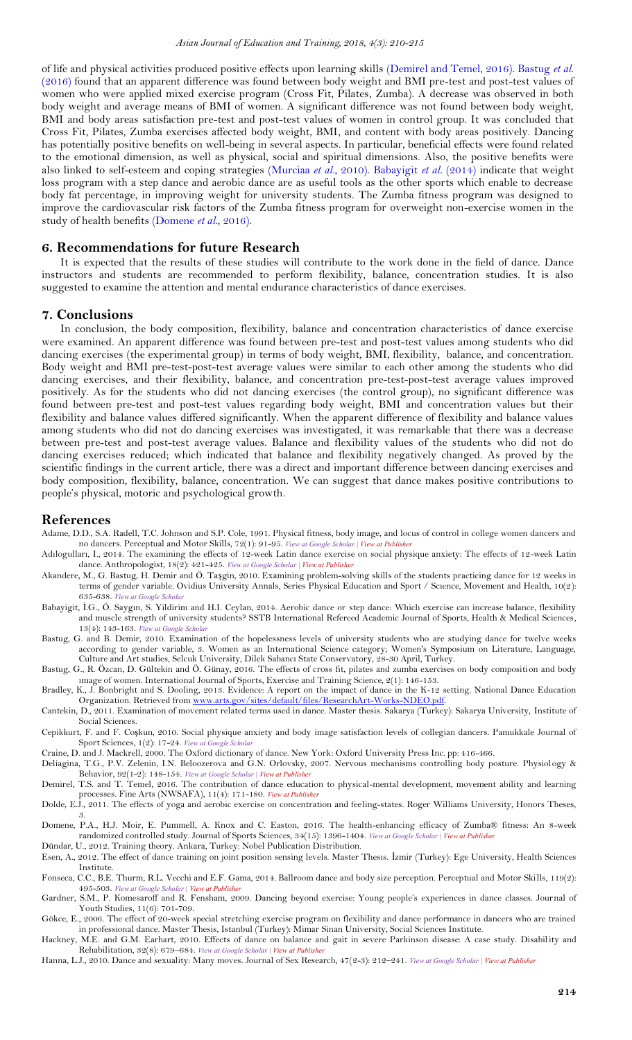of life and physical activities produced positive effects upon learning skills (Demirel and Temel, 2016). Bastug *et al.* (2016) found that an apparent difference was found between body weight and BMI pre-test and post-test values of women who were applied mixed exercise program (Cross Fit, Pilates, Zumba). A decrease was observed in both body weight and average means of BMI of women. A significant difference was not found between body weight, BMI and body areas satisfaction pre-test and post-test values of women in control group. It was concluded that Cross Fit, Pilates, Zumba exercises affected body weight, BMI, and content with body areas positively. Dancing has potentially positive benefits on well-being in several aspects. In particular, beneficial effects were found related to the emotional dimension, as well as physical, social and spiritual dimensions. Also, the positive benefits were also linked to self-esteem and coping strategies (Murciaa *et al.*, 2010). Babayigit *et al.* (2014) indicate that weight loss program with a step dance and aerobic dance are as useful tools as the other sports which enable to decrease body fat percentage, in improving weight for university students. The Zumba fitness program was designed to improve the cardiovascular risk factors of the Zumba fitness program for overweight non-exercise women in the study of health benefits (Domene *et al.*, 2016).

## 6. Recommendations for future Research

It is expected that the results of these studies will contribute to the work done in the field of dance. Dance instructors and students are recommended to perform flexibility, balance, concentration studies. It is also suggested to examine the attention and mental endurance characteristics of dance exercises.

## 7. Conclusions

In conclusion, the body composition, flexibility, balance and concentration characteristics of dance exercise were examined. An apparent difference was found between pre-test and post-test values among students who did dancing exercises (the experimental group) in terms of body weight, BMI, flexibility, balance, and concentration. Body weight and BMI pre-test-post-test average values were similar to each other among the students who did dancing exercises, and their flexibility, balance, and concentration pre-test-post-test average values improved positively. As for the students who did not dancing exercises (the control group), no significant difference was found between pre-test and post-test values regarding body weight, BMI and concentration values but their flexibility and balance values differed significantly. When the apparent difference of flexibility and balance values among students who did not do dancing exercises was investigated, it was remarkable that there was a decrease between pre-test and post-test average values. Balance and flexibility values of the students who did not do dancing exercises reduced; which indicated that balance and flexibility negatively changed. As proved by the scientific findings in the current article, there was a direct and important difference between dancing exercises and body composition, flexibility, balance, concentration. We can suggest that dance makes positive contributions to people's physical, motoric and psychological growth.

## References

Adame, D.D., S.A. Radell, T.C. Johnson and S.P. Cole, 1991. Physical fitness, body image, and locus of control in college women dancers and no dancers. Perceptual and Motor Skills, 72(1): 91-95. *View at Google Scholar | View at Publisher*

Adılogulları, I., 2014. The examining the effects of 12-week Latin dance exercise on social physique anxiety: The effects of 12-week Latin dance. Anthropologist, 18(2): 421-425. *View at Google Scholar | View at Publisher*

Akandere, M., G. Bastug, H. Demir and Ö. Taşgin, 2010. Examining problem-solving skills of the students practicing dance for 12 weeks in terms of gender variable. Ovidius University Annals, Series Physical Education and Sport / Scıence, Movement and Health, 10(2): 635-638. *View at Google Scholar*

Babayigit, İ.G., Ö. Saygın, S. Yildirim and H.I. Ceylan, 2014. Aerobic dance or step dance: Which exercise can increase balance, flexibility and muscle strength of university students? SSTB International Refereed Academic Journal of Sports, Health & Medical Sciences, 13(4): 143-163. *View at Google Scholar*

Bastug, G. and B. Demir, 2010. Examination of the hopelessness levels of university students who are studying dance for twelve weeks according to gender variable, 3. Women as an International Science category; Women's Symposium on Literature, Language, Culture and Art studies, Selcuk University, Dilek Sabancı State Conservatory, 28-30 April, Turkey.

Bastug, G., R. Özcan, D. Gültekin and Ö. Günay, 2016. The effects of cross fit, pilates and zumba exercises on body composition and body ımage of women. International Journal of Sports, Exercise and Training Science, 2(1): 146-153.

Bradley, K., J. Bonbright and S. Dooling, 2013. Evidence: A report on the impact of dance in the K-12 setting. National Dance Education Organization. Retrieved from www.arts.gov/sites/default/files/ResearchArt-Works-NDEO.pdf.

Cantekin, D., 2011. Examination of movement related terms used in dance. Master thesis. Sakarya (Turkey): Sakarya University, Institute of Social Sciences.

Cepikkurt, F. and F. Coşkun, 2010. Social physique anxiety and body image satisfaction levels of collegian dancers. Pamukkale Journal of Sport Sciences, 1(2): 17-24. *View at Google Scholar*

Craine, D. and J. Mackrell, 2000. The Oxford dictionary of dance. New York: Oxford University Press Inc. pp: 416-466.

Deliagina, T.G., P.V. Zelenin, I.N. Beloozerova and G.N. Orlovsky, 2007. Nervous mechanisms controlling body posture. Physiology & Behavior, 92(1-2): 148-154. *View at Google Scholar | View at Publisher*

Demirel, T.S. and T. Temel, 2016. The contribution of dance education to physical-mental development, movement ability and learning processes. Fine Arts (NWSAFA), 11(4): 171-180. *View at Publisher*

Dolde, E.J., 2011. The effects of yoga and aerobic exercise on concentration and feeling-states. Roger Williams University, Honors Theses, 3.

Domene, P.A., H.J. Moir, E. Pummell, A. Knox and C. Easton, 2016. The health-enhancing efficacy of Zumba® fitness: An 8-week randomized controlled study. Journal of Sports Sciences, 34(15): 1396-1404. *View at Google Scholar | View at Publisher*

Dündar, U., 2012. Training theory. Ankara, Turkey: Nobel Publication Distribution.

Esen, A., 2012. The effect of dance training on joint position sensing levels. Master Thesıs. İzmir (Turkey): Ege University, Health Sciences Institute.

Fonseca, C.C., B.E. Thurm, R.L. Vecchi and E.F. Gama, 2014. Ballroom dance and body size perception. Perceptual and Motor Skills, 119(2): 495-503. *View at Google Scholar | View at Publisher*

Gardner, S.M., P. Komesaroff and R. Fensham, 2009. Dancing beyond exercise: Young people's experiences in dance classes. Journal of Youth Studies, 11(6): 701-709.

Gökce, E., 2006. The effect of 20-week special stretching exercise program on flexibility and dance performance in dancers who are trained in professional dance. Master Thesis, Istanbul (Turkey): Mimar Sinan University, Social Sciences Institute.

Hackney, M.E. and G.M. Earhart, 2010. Effects of dance on balance and gait in severe Parkinson disease: A case study. Disability and Rehabilitation, 32(8): 679–684. *View at Google Scholar | View at Publisher*

Hanna, L.J., 2010. Dance and sexuality: Many moves. Journal of Sex Research, 47(2-3): 212–241. *View at Google Scholar | View at Publisher*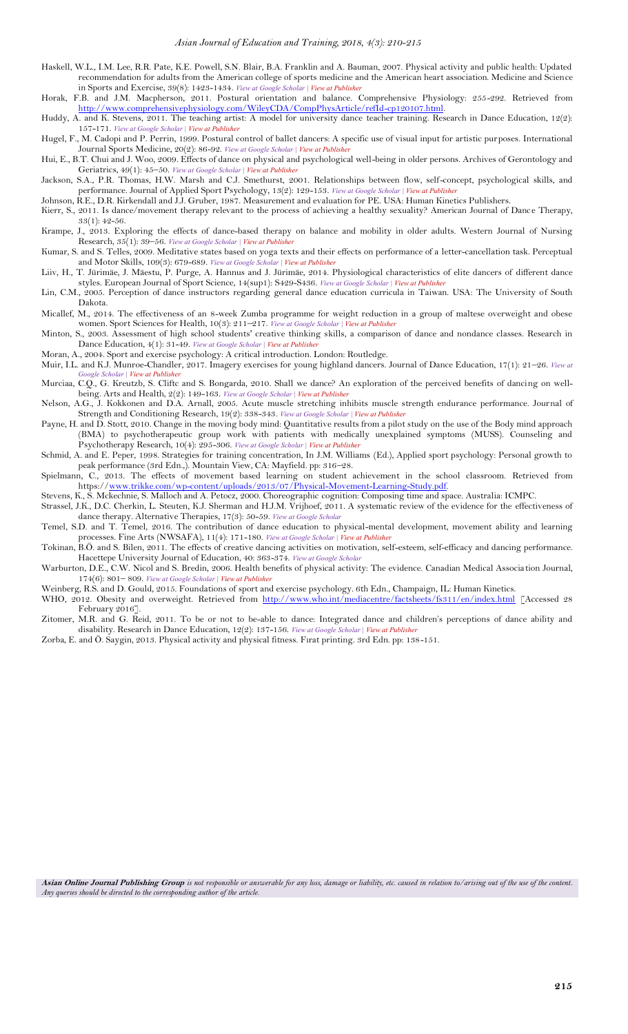Haskell, W.L., I.M. Lee, R.R. Pate, K.E. Powell, S.N. Blair, B.A. Franklin and A. Bauman, 2007. Physical activity and public health: Updated recommendation for adults from the American college of sports medicine and the American heart association. Medicine and Science in Sports and Exercise, 39(8): 1423-1434. *View at Google Scholar | View at Publisher*

Horak, F.B. and J.M. Macpherson, 2011. Postural orientation and balance. Comprehensive Physiology: 255-292. Retrieved from http://www.comprehensivephysiology.com/WileyCDA/CompPhysArticle/refId-cp120107.html.

Huddy, A. and K. Stevens, 2011. The teaching artist: A model for university dance teacher training. Research in Dance Education, 12(2): 157-171. *View at Google Scholar | View at Publisher*

Hugel, F., M. Cadopi and P. Perrin, 1999. Postural control of ballet dancers: A specific use of visual input for artistic purposes. International Journal Sports Medicine, 20(2): 86-92. *View at Google Scholar | View at Publisher*

Hui, E., B.T. Chui and J. Woo, 2009. Effects of dance on physical and psychological well-being in older persons. Archives of Gerontology and Geriatrics, 49(1): 45–50. *View at Google Scholar | View at Publisher*

Jackson, S.A., P.R. Thomas, H.W. Marsh and C.J. Smethurst, 2001. Relationships between flow, self-concept, psychological skills, and performance. Journal of Applied Sport Psychology, 13(2): 129-153. *View at Google Scholar | View at Publisher*

Johnson, R.E., D.R. Kirkendall and J.J. Gruber, 1987. Measurement and evaluation for PE. USA: Human Kinetics Publishers.

Kierr, S., 2011. Is dance/movement therapy relevant to the process of achieving a healthy sexuality? American Journal of Dance Therapy, 33(1): 42-56.

Krampe, J., 2013. Exploring the effects of dance-based therapy on balance and mobility in older adults. Western Journal of Nursing Research, 35(1): 39–56. *View at Google Scholar | View at Publisher*

Kumar, S. and S. Telles, 2009. Meditative states based on yoga texts and their effects on performance of a letter-cancellation task. Perceptual and Motor Skills, 109(3): 679-689. *View at Google Scholar | View at Publisher*

Liiv, H., T. Jürimäe, J. Mäestu, P. Purge, A. Hannus and J. Jürimäe, 2014. Physiological characteristics of elite dancers of different dance styles. European Journal of Sport Science, 14(sup1): S429-S436. *View at Google Scholar | View at Publisher*

Lin, C.M., 2005. Perception of dance instructors regarding general dance education curricula in Taiwan. USA: The University of South Dakota.

Micallef, M., 2014. The effectiveness of an 8-week Zumba programme for weight reduction in a group of maltese overweight and obese women. Sport Sciences for Health, 10(3): 211–217. *View at Google Scholar | View at Publisher*

Minton, S., 2003. Assessment of high school students' creative thinking skills, a comparison of dance and nondance classes. Research in Dance Education, 4(1): 31-49. *View at Google Scholar | View at Publisher*

Moran, A., 2004. Sport and exercise psychology: A critical introduction. London: Routledge.

Muir, I.L. and K.J. Munroe-Chandler, 2017. Imagery exercises for young highland dancers. Journal of Dance Education, 17(1): 21–26. *View at Google Scholar | View at Publisher*

Murciaa, C.Q., G. Kreutzb, S. Cliftc and S. Bongarda, 2010. Shall we dance? An exploration of the perceived benefits of dancing on well-being. Arts and Health, 2(2): 149-163. *View at Google Scholar | View at Publisher*

Nelson, A.G., J. Kokkonen and D.A. Arnall, 2005. Acute muscle stretching inhibits muscle strength endurance performance. Journal of Strength and Conditioning Research, 19(2): 338-343. *View at Google Scholar | View at Publisher*

Payne, H. and D. Stott, 2010. Change in the moving body mind: Quantitative results from a pilot study on the use of the Body mind approach (BMA) to psychotherapeutic group work with patients with medically unexplained symptoms (MUSS). Counseling and Psychotherapy Research, 10(4): 295-306. *View at Google Scholar | View at Publisher*

Schmid, A. and E. Peper, 1998. Strategies for training concentration, In J.M. Williams (Ed.), Applied sport psychology: Personal growth to peak performance (3rd Edn.,). Mountain View, CA: Mayfield. pp: 316–28.

Spielmann, C., 2013. The effects of movement based learning on student achievement in the school classroom. Retrieved from https://www.trikke.com/wp-content/uploads/2013/07/Physical-Movement-Learning-Study.pdf.

Stevens, K., S. Mckechnie, S. Malloch and A. Petocz, 2000. Choreographic cognition: Composing time and space. Australia: ICMPC.

Strassel, J.K., D.C. Cherkin, L. Steuten, K.J. Sherman and H.J.M. Vrijhoef, 2011. A systematic review of the evidence for the effectiveness of dance therapy. Alternative Therapies, 17(3): 50-59. *View at Google Scholar*

Temel, S.D. and T. Temel, 2016. The contribution of dance education to physical-mental development, movement ability and learning processes. Fine Arts (NWSAFA), 11(4): 171-180. *View at Google Scholar | View at Publisher*

Tokinan, B.Ö. and S. Bilen, 2011. The effects of creative dancing activities on motivation, self-esteem, self-efficacy and dancing performance. Hacettepe University Journal of Education, 40: 363-374. *View at Google Scholar*

Warburton, D.E., C.W. Nicol and S. Bredin, 2006. Health benefits of physical activity: The evidence. Canadian Medical Association Journal, 174(6): 801– 809. *View at Google Scholar | View at Publisher*

Weinberg, R.S. and D. Gould, 2015. Foundations of sport and exercise psychology. 6th Edn., Champaign, IL: Human Kinetics.

WHO, 2012. Obesity and overweight. Retrieved from http://www.who.int/mediacentre/factsheets/fs311/en/index.html [Accessed 28 February 2016].

Zitomer, M.R. and G. Reid, 2011. To be or not to be-able to dance: Integrated dance and children's perceptions of dance ability and disability. Research in Dance Education, 12(2): 137-156. *View at Google Scholar | View at Publisher*

Zorba, E. and Ö. Saygin, 2013. Physical activity and physical fitness. Fırat printing. 3rd Edn. pp: 138-151.

***Asian Online Journal Publishing Group*** *is not responsible or answerable for any loss, damage or liability, etc. caused in relation to/arising out of the use of the content. Any queries should be directed to the corresponding author of the article.*